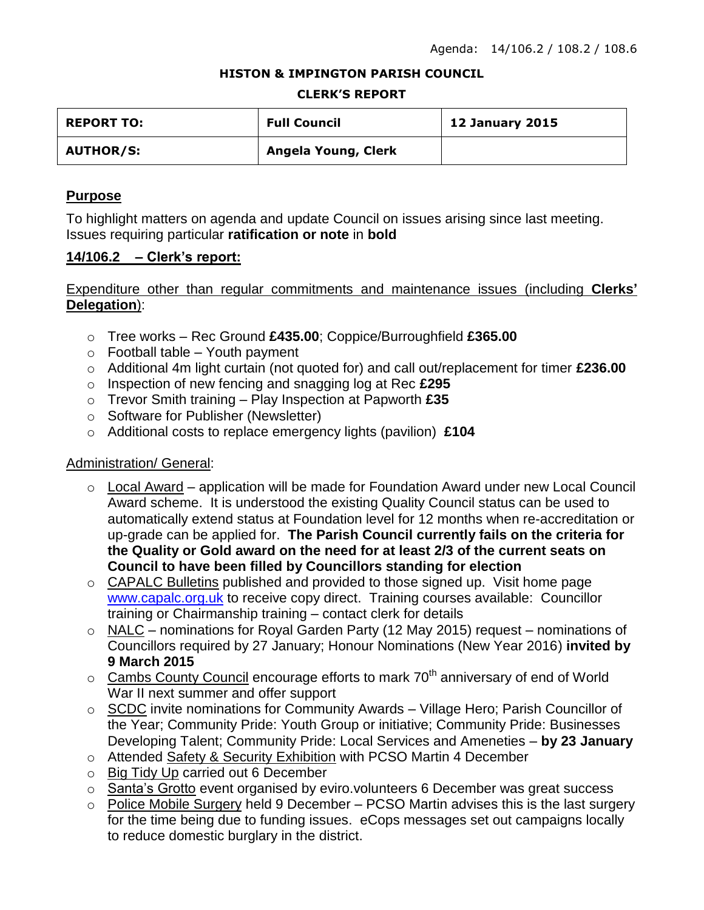Agenda: 14/106.2 / 108.2 / 108.6

**HISTON & IMPINGTON PARISH COUNCIL**

**CLERK'S REPORT**

| **REPORT TO:** | **Full Council** | **12 January 2015** |
|---|---|---|
| **AUTHOR/S:** | **Angela Young, Clerk** | |

## Purpose

To highlight matters on agenda and update Council on issues arising since last meeting. Issues requiring particular **ratification or note** in **bold**

## 14/106.2 – Clerk's report:

Expenditure other than regular commitments and maintenance issues (including **Clerks' Delegation**):

- Tree works – Rec Ground **£435.00**; Coppice/Burroughfield **£365.00**
- Football table – Youth payment
- Additional 4m light curtain (not quoted for) and call out/replacement for timer **£236.00**
- Inspection of new fencing and snagging log at Rec **£295**
- Trevor Smith training – Play Inspection at Papworth **£35**
- Software for Publisher (Newsletter)
- Additional costs to replace emergency lights (pavilion) **£104**

Administration/ General:

- Local Award – application will be made for Foundation Award under new Local Council Award scheme. It is understood the existing Quality Council status can be used to automatically extend status at Foundation level for 12 months when re-accreditation or up-grade can be applied for. **The Parish Council currently fails on the criteria for the Quality or Gold award on the need for at least 2/3 of the current seats on Council to have been filled by Councillors standing for election**
- CAPALC Bulletins published and provided to those signed up. Visit home page www.capalc.org.uk to receive copy direct. Training courses available: Councillor training or Chairmanship training – contact clerk for details
- NALC – nominations for Royal Garden Party (12 May 2015) request – nominations of Councillors required by 27 January; Honour Nominations (New Year 2016) **invited by 9 March 2015**
- Cambs County Council encourage efforts to mark 70th anniversary of end of World War II next summer and offer support
- SCDC invite nominations for Community Awards – Village Hero; Parish Councillor of the Year; Community Pride: Youth Group or initiative; Community Pride: Businesses Developing Talent; Community Pride: Local Services and Ameneties – **by 23 January**
- Attended Safety & Security Exhibition with PCSO Martin 4 December
- Big Tidy Up carried out 6 December
- Santa's Grotto event organised by eviro.volunteers 6 December was great success
- Police Mobile Surgery held 9 December – PCSO Martin advises this is the last surgery for the time being due to funding issues. eCops messages set out campaigns locally to reduce domestic burglary in the district.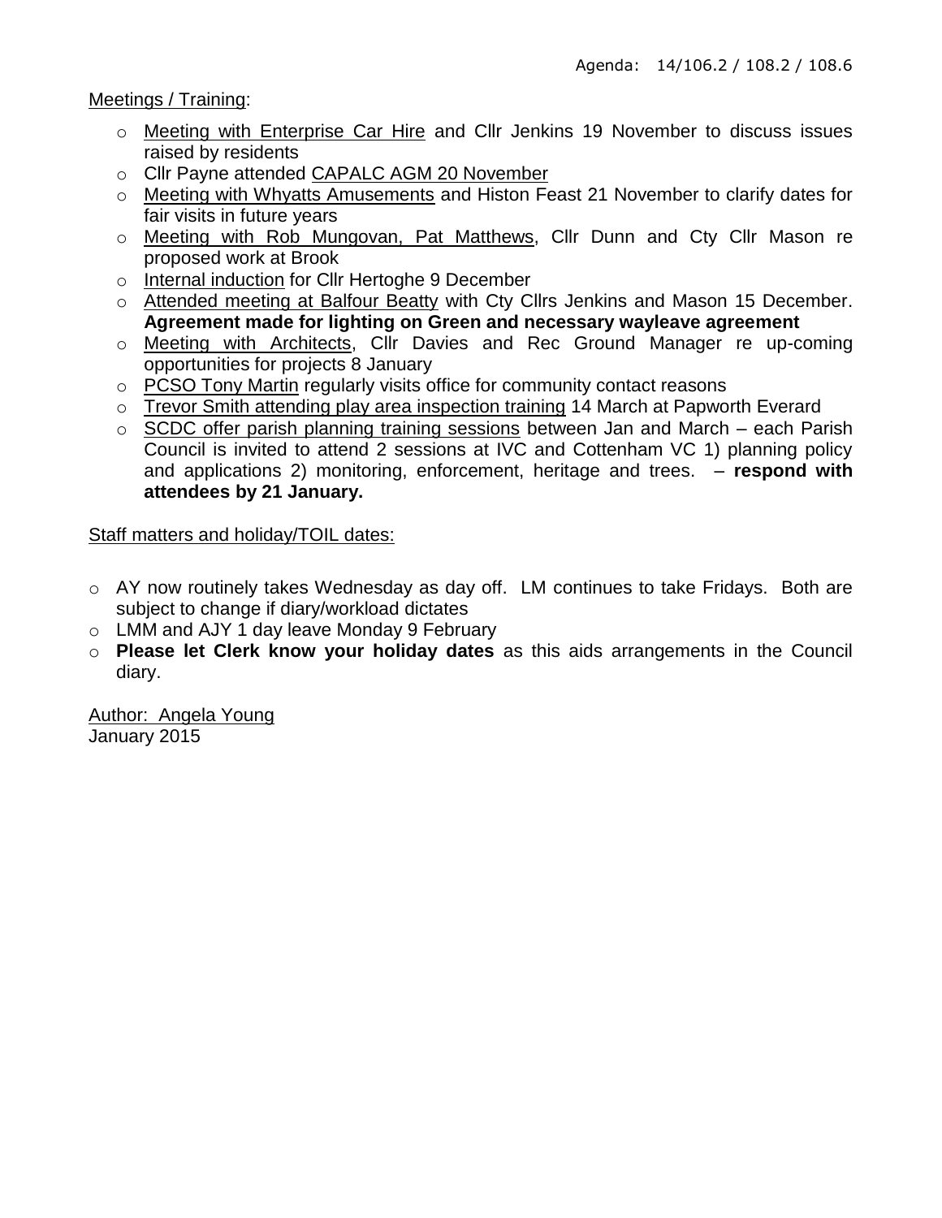Agenda: 14/106.2 / 108.2 / 108.6

Meetings / Training:

- Meeting with Enterprise Car Hire and Cllr Jenkins 19 November to discuss issues raised by residents
- Cllr Payne attended CAPALC AGM 20 November
- Meeting with Whyatts Amusements and Histon Feast 21 November to clarify dates for fair visits in future years
- Meeting with Rob Mungovan, Pat Matthews, Cllr Dunn and Cty Cllr Mason re proposed work at Brook
- Internal induction for Cllr Hertoghe 9 December
- Attended meeting at Balfour Beatty with Cty Cllrs Jenkins and Mason 15 December. **Agreement made for lighting on Green and necessary wayleave agreement**
- Meeting with Architects, Cllr Davies and Rec Ground Manager re up-coming opportunities for projects 8 January
- PCSO Tony Martin regularly visits office for community contact reasons
- Trevor Smith attending play area inspection training 14 March at Papworth Everard
- SCDC offer parish planning training sessions between Jan and March – each Parish Council is invited to attend 2 sessions at IVC and Cottenham VC 1) planning policy and applications 2) monitoring, enforcement, heritage and trees. – **respond with attendees by 21 January.**

Staff matters and holiday/TOIL dates:

- AY now routinely takes Wednesday as day off. LM continues to take Fridays. Both are subject to change if diary/workload dictates
- LMM and AJY 1 day leave Monday 9 February
- **Please let Clerk know your holiday dates** as this aids arrangements in the Council diary.

Author: Angela Young
January 2015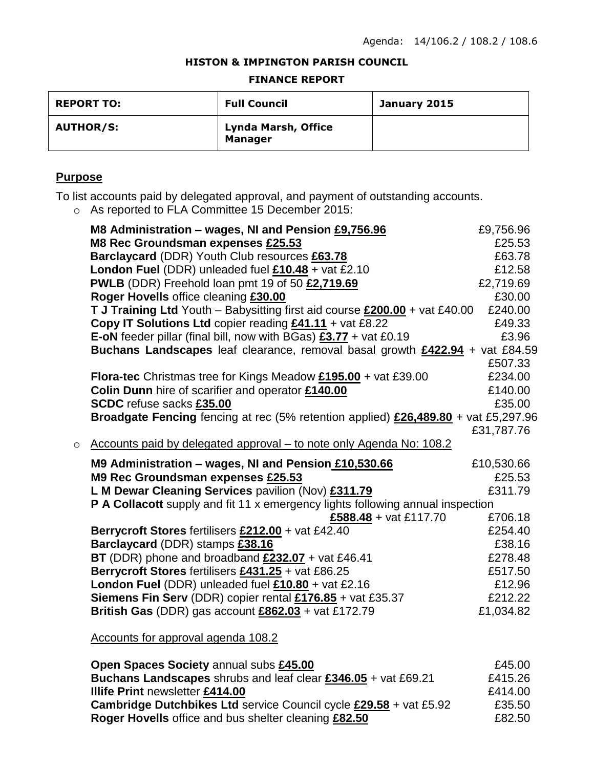Agenda: 14/106.2 / 108.2 / 108.6

**HISTON & IMPINGTON PARISH COUNCIL**

**FINANCE REPORT**

| **REPORT TO:** | **Full Council** | **January 2015** |
|---|---|---|
| **AUTHOR/S:** | **Lynda Marsh, Office Manager** | |

## Purpose

To list accounts paid by delegated approval, and payment of outstanding accounts.

- As reported to FLA Committee 15 December 2015:

| | |
|---|---|
| **M8 Administration – wages, NI and Pension £9,756.96** | £9,756.96 |
| **M8 Rec Groundsman expenses £25.53** | £25.53 |
| **Barclaycard** (DDR) Youth Club resources **£63.78** | £63.78 |
| **London Fuel** (DDR) unleaded fuel **£10.48** + vat £2.10 | £12.58 |
| **PWLB** (DDR) Freehold loan pmt 19 of 50 **£2,719.69** | £2,719.69 |
| **Roger Hovells** office cleaning **£30.00** | £30.00 |
| **T J Training Ltd** Youth – Babysitting first aid course **£200.00** + vat £40.00 | £240.00 |
| **Copy IT Solutions Ltd** copier reading **£41.11** + vat £8.22 | £49.33 |
| **E-oN** feeder pillar (final bill, now with BGas) **£3.77** + vat £0.19 | £3.96 |
| **Buchans Landscapes** leaf clearance, removal basal growth **£422.94** + vat £84.59 | £507.33 |
| **Flora-tec** Christmas tree for Kings Meadow **£195.00** + vat £39.00 | £234.00 |
| **Colin Dunn** hire of scarifier and operator **£140.00** | £140.00 |
| **SCDC** refuse sacks **£35.00** | £35.00 |
| **Broadgate Fencing** fencing at rec (5% retention applied) **£26,489.80** + vat £5,297.96 | £31,787.76 |

- Accounts paid by delegated approval – to note only Agenda No: 108.2

| | |
|---|---|
| **M9 Administration – wages, NI and Pension £10,530.66** | £10,530.66 |
| **M9 Rec Groundsman expenses £25.53** | £25.53 |
| **L M Dewar Cleaning Services** pavilion (Nov) **£311.79** | £311.79 |
| **P A Collacott** supply and fit 11 x emergency lights following annual inspection **£588.48** + vat £117.70 | £706.18 |
| **Berrycroft Stores** fertilisers **£212.00** + vat £42.40 | £254.40 |
| **Barclaycard** (DDR) stamps **£38.16** | £38.16 |
| **BT** (DDR) phone and broadband **£232.07** + vat £46.41 | £278.48 |
| **Berrycroft Stores** fertilisers **£431.25** + vat £86.25 | £517.50 |
| **London Fuel** (DDR) unleaded fuel **£10.80** + vat £2.16 | £12.96 |
| **Siemens Fin Serv** (DDR) copier rental **£176.85** + vat £35.37 | £212.22 |
| **British Gas** (DDR) gas account **£862.03** + vat £172.79 | £1,034.82 |

Accounts for approval agenda 108.2

| | |
|---|---|
| **Open Spaces Society** annual subs **£45.00** | £45.00 |
| **Buchans Landscapes** shrubs and leaf clear **£346.05** + vat £69.21 | £415.26 |
| **Illife Print** newsletter **£414.00** | £414.00 |
| **Cambridge Dutchbikes Ltd** service Council cycle **£29.58** + vat £5.92 | £35.50 |
| **Roger Hovells** office and bus shelter cleaning **£82.50** | £82.50 |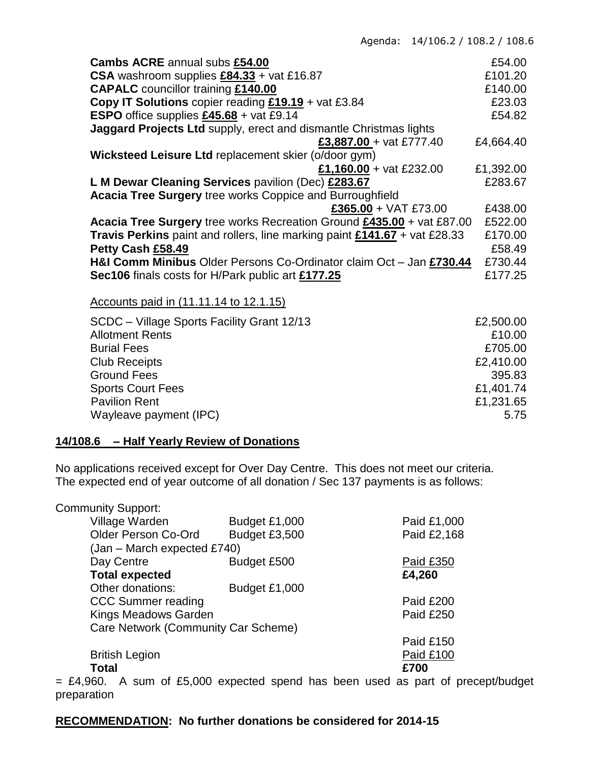Agenda: 14/106.2 / 108.2 / 108.6

| | |
|---|---|
| **Cambs ACRE** annual subs **£54.00** | £54.00 |
| **CSA** washroom supplies **£84.33** + vat £16.87 | £101.20 |
| **CAPALC** councillor training **£140.00** | £140.00 |
| **Copy IT Solutions** copier reading **£19.19** + vat £3.84 | £23.03 |
| **ESPO** office supplies **£45.68** + vat £9.14 | £54.82 |
| **Jaggard Projects Ltd** supply, erect and dismantle Christmas lights **£3,887.00** + vat £777.40 | £4,664.40 |
| **Wicksteed Leisure Ltd** replacement skier (o/door gym) **£1,160.00** + vat £232.00 | £1,392.00 |
| **L M Dewar Cleaning Services** pavilion (Dec) **£283.67** | £283.67 |
| **Acacia Tree Surgery** tree works Coppice and Burroughfield **£365.00** + VAT £73.00 | £438.00 |
| **Acacia Tree Surgery** tree works Recreation Ground **£435.00** + vat £87.00 | £522.00 |
| **Travis Perkins** paint and rollers, line marking paint **£141.67** + vat £28.33 | £170.00 |
| **Petty Cash £58.49** | £58.49 |
| **H&I Comm Minibus** Older Persons Co-Ordinator claim Oct – Jan **£730.44** | £730.44 |
| **Sec106** finals costs for H/Park public art **£177.25** | £177.25 |

Accounts paid in (11.11.14 to 12.1.15)

| | |
|---|---|
| SCDC – Village Sports Facility Grant 12/13 | £2,500.00 |
| Allotment Rents | £10.00 |
| Burial Fees | £705.00 |
| Club Receipts | £2,410.00 |
| Ground Fees | 395.83 |
| Sports Court Fees | £1,401.74 |
| Pavilion Rent | £1,231.65 |
| Wayleave payment (IPC) | 5.75 |

## 14/108.6 – Half Yearly Review of Donations

No applications received except for Over Day Centre. This does not meet our criteria. The expected end of year outcome of all donation / Sec 137 payments is as follows:

Community Support:

| | | |
|---|---|---|
| Village Warden | Budget £1,000 | Paid £1,000 |
| Older Person Co-Ord | Budget £3,500 | Paid £2,168 |
| (Jan – March expected £740) | | |
| Day Centre | Budget £500 | Paid £350 |
| **Total expected** | | **£4,260** |
| Other donations: | Budget £1,000 | |
| CCC Summer reading | | Paid £200 |
| Kings Meadows Garden | | Paid £250 |
| Care Network (Community Car Scheme) | | Paid £150 |
| British Legion | | Paid £100 |
| **Total** | | **£700** |

= £4,960. A sum of £5,000 expected spend has been used as part of precept/budget preparation

**RECOMMENDATION: No further donations be considered for 2014-15**